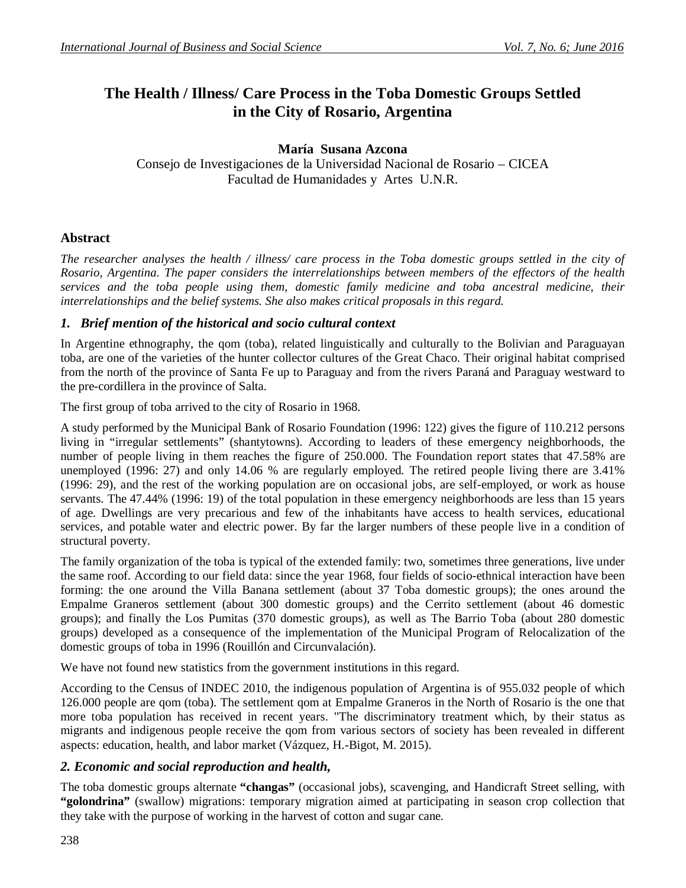# The Health / Illness/ Care Process in the Toba Domestic Groups Settled in the City of Rosario, Argentina

**María Susana Azcona**

Consejo de Investigaciones de la Universidad Nacional de Rosario – CICEA
Facultad de Humanidades y Artes U.N.R.

## Abstract

*The researcher analyses the health / illness/ care process in the Toba domestic groups settled in the city of Rosario, Argentina. The paper considers the interrelationships between members of the effectors of the health services and the toba people using them, domestic family medicine and toba ancestral medicine, their interrelationships and the belief systems. She also makes critical proposals in this regard.*

## *1. Brief mention of the historical and socio cultural context*

In Argentine ethnography, the qom (toba), related linguistically and culturally to the Bolivian and Paraguayan toba, are one of the varieties of the hunter collector cultures of the Great Chaco. Their original habitat comprised from the north of the province of Santa Fe up to Paraguay and from the rivers Paraná and Paraguay westward to the pre-cordillera in the province of Salta.

The first group of toba arrived to the city of Rosario in 1968.

A study performed by the Municipal Bank of Rosario Foundation (1996: 122) gives the figure of 110.212 persons living in "irregular settlements" (shantytowns). According to leaders of these emergency neighborhoods, the number of people living in them reaches the figure of 250.000. The Foundation report states that 47.58% are unemployed (1996: 27) and only 14.06 % are regularly employed. The retired people living there are 3.41% (1996: 29), and the rest of the working population are on occasional jobs, are self-employed, or work as house servants. The 47.44% (1996: 19) of the total population in these emergency neighborhoods are less than 15 years of age. Dwellings are very precarious and few of the inhabitants have access to health services, educational services, and potable water and electric power. By far the larger numbers of these people live in a condition of structural poverty.

The family organization of the toba is typical of the extended family: two, sometimes three generations, live under the same roof. According to our field data: since the year 1968, four fields of socio-ethnical interaction have been forming: the one around the Villa Banana settlement (about 37 Toba domestic groups); the ones around the Empalme Graneros settlement (about 300 domestic groups) and the Cerrito settlement (about 46 domestic groups); and finally the Los Pumitas (370 domestic groups), as well as The Barrio Toba (about 280 domestic groups) developed as a consequence of the implementation of the Municipal Program of Relocalization of the domestic groups of toba in 1996 (Rouillón and Circunvalación).

We have not found new statistics from the government institutions in this regard.

According to the Census of INDEC 2010, the indigenous population of Argentina is of 955.032 people of which 126.000 people are qom (toba). The settlement qom at Empalme Graneros in the North of Rosario is the one that more toba population has received in recent years. "The discriminatory treatment which, by their status as migrants and indigenous people receive the qom from various sectors of society has been revealed in different aspects: education, health, and labor market (Vázquez, H.-Bigot, M. 2015).

## *2. Economic and social reproduction and health,*

The toba domestic groups alternate **"changas"** (occasional jobs), scavenging, and Handicraft Street selling, with **"golondrina"** (swallow) migrations: temporary migration aimed at participating in season crop collection that they take with the purpose of working in the harvest of cotton and sugar cane.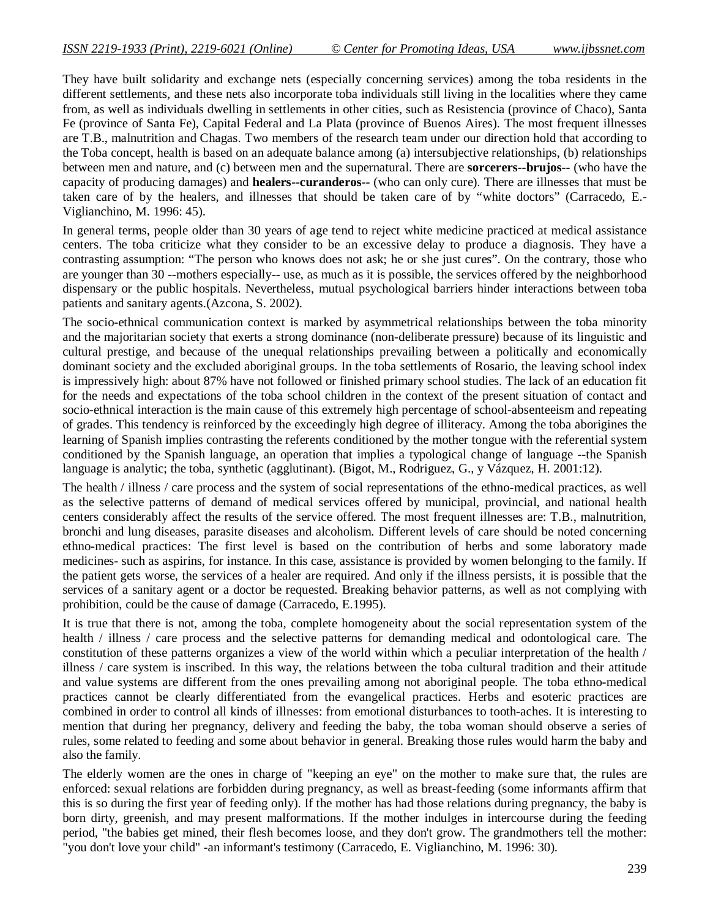They have built solidarity and exchange nets (especially concerning services) among the toba residents in the different settlements, and these nets also incorporate toba individuals still living in the localities where they came from, as well as individuals dwelling in settlements in other cities, such as Resistencia (province of Chaco), Santa Fe (province of Santa Fe), Capital Federal and La Plata (province of Buenos Aires). The most frequent illnesses are T.B., malnutrition and Chagas. Two members of the research team under our direction hold that according to the Toba concept, health is based on an adequate balance among (a) intersubjective relationships, (b) relationships between men and nature, and (c) between men and the supernatural. There are **sorcerers**--**brujos**-- (who have the capacity of producing damages) and **healers**--**curanderos**-- (who can only cure). There are illnesses that must be taken care of by the healers, and illnesses that should be taken care of by "white doctors" (Carracedo, E.-Viglianchino, M. 1996: 45).

In general terms, people older than 30 years of age tend to reject white medicine practiced at medical assistance centers. The toba criticize what they consider to be an excessive delay to produce a diagnosis. They have a contrasting assumption: "The person who knows does not ask; he or she just cures". On the contrary, those who are younger than 30 --mothers especially-- use, as much as it is possible, the services offered by the neighborhood dispensary or the public hospitals. Nevertheless, mutual psychological barriers hinder interactions between toba patients and sanitary agents.(Azcona, S. 2002).

The socio-ethnical communication context is marked by asymmetrical relationships between the toba minority and the majoritarian society that exerts a strong dominance (non-deliberate pressure) because of its linguistic and cultural prestige, and because of the unequal relationships prevailing between a politically and economically dominant society and the excluded aboriginal groups. In the toba settlements of Rosario, the leaving school index is impressively high: about 87% have not followed or finished primary school studies. The lack of an education fit for the needs and expectations of the toba school children in the context of the present situation of contact and socio-ethnical interaction is the main cause of this extremely high percentage of school-absenteeism and repeating of grades. This tendency is reinforced by the exceedingly high degree of illiteracy. Among the toba aborigines the learning of Spanish implies contrasting the referents conditioned by the mother tongue with the referential system conditioned by the Spanish language, an operation that implies a typological change of language --the Spanish language is analytic; the toba, synthetic (agglutinant). (Bigot, M., Rodriguez, G., y Vázquez, H. 2001:12).

The health / illness / care process and the system of social representations of the ethno-medical practices, as well as the selective patterns of demand of medical services offered by municipal, provincial, and national health centers considerably affect the results of the service offered. The most frequent illnesses are: T.B., malnutrition, bronchi and lung diseases, parasite diseases and alcoholism. Different levels of care should be noted concerning ethno-medical practices: The first level is based on the contribution of herbs and some laboratory made medicines- such as aspirins, for instance. In this case, assistance is provided by women belonging to the family. If the patient gets worse, the services of a healer are required. And only if the illness persists, it is possible that the services of a sanitary agent or a doctor be requested. Breaking behavior patterns, as well as not complying with prohibition, could be the cause of damage (Carracedo, E.1995).

It is true that there is not, among the toba, complete homogeneity about the social representation system of the health / illness / care process and the selective patterns for demanding medical and odontological care. The constitution of these patterns organizes a view of the world within which a peculiar interpretation of the health / illness / care system is inscribed. In this way, the relations between the toba cultural tradition and their attitude and value systems are different from the ones prevailing among not aboriginal people. The toba ethno-medical practices cannot be clearly differentiated from the evangelical practices. Herbs and esoteric practices are combined in order to control all kinds of illnesses: from emotional disturbances to tooth-aches. It is interesting to mention that during her pregnancy, delivery and feeding the baby, the toba woman should observe a series of rules, some related to feeding and some about behavior in general. Breaking those rules would harm the baby and also the family.

The elderly women are the ones in charge of "keeping an eye" on the mother to make sure that, the rules are enforced: sexual relations are forbidden during pregnancy, as well as breast-feeding (some informants affirm that this is so during the first year of feeding only). If the mother has had those relations during pregnancy, the baby is born dirty, greenish, and may present malformations. If the mother indulges in intercourse during the feeding period, "the babies get mined, their flesh becomes loose, and they don't grow. The grandmothers tell the mother: "you don't love your child" -an informant's testimony (Carracedo, E. Viglianchino, M. 1996: 30).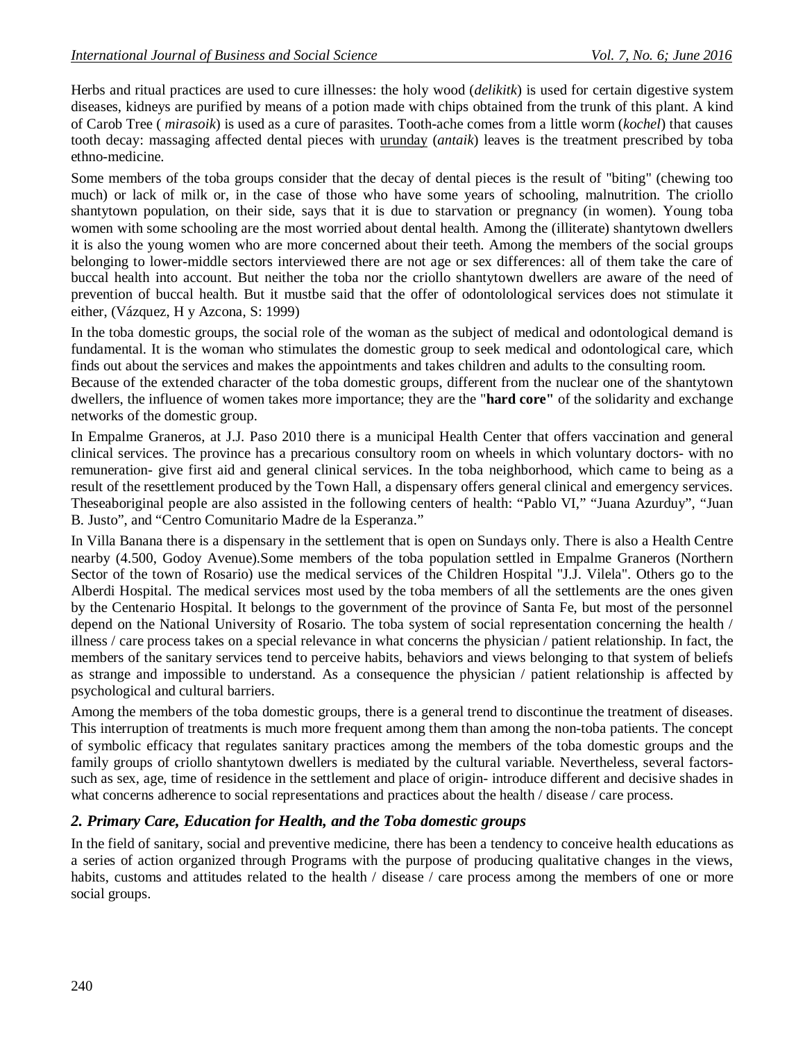Herbs and ritual practices are used to cure illnesses: the holy wood (*delikitk*) is used for certain digestive system diseases, kidneys are purified by means of a potion made with chips obtained from the trunk of this plant. A kind of Carob Tree ( *mirasoik*) is used as a cure of parasites. Tooth-ache comes from a little worm (*kochel*) that causes tooth decay: massaging affected dental pieces with urunday (*antaik*) leaves is the treatment prescribed by toba ethno-medicine.

Some members of the toba groups consider that the decay of dental pieces is the result of "biting" (chewing too much) or lack of milk or, in the case of those who have some years of schooling, malnutrition. The criollo shantytown population, on their side, says that it is due to starvation or pregnancy (in women). Young toba women with some schooling are the most worried about dental health. Among the (illiterate) shantytown dwellers it is also the young women who are more concerned about their teeth. Among the members of the social groups belonging to lower-middle sectors interviewed there are not age or sex differences: all of them take the care of buccal health into account. But neither the toba nor the criollo shantytown dwellers are aware of the need of prevention of buccal health. But it mustbe said that the offer of odontolological services does not stimulate it either, (Vázquez, H y Azcona, S: 1999)

In the toba domestic groups, the social role of the woman as the subject of medical and odontological demand is fundamental. It is the woman who stimulates the domestic group to seek medical and odontological care, which finds out about the services and makes the appointments and takes children and adults to the consulting room.

Because of the extended character of the toba domestic groups, different from the nuclear one of the shantytown dwellers, the influence of women takes more importance; they are the "**hard core"** of the solidarity and exchange networks of the domestic group.

In Empalme Graneros, at J.J. Paso 2010 there is a municipal Health Center that offers vaccination and general clinical services. The province has a precarious consultory room on wheels in which voluntary doctors- with no remuneration- give first aid and general clinical services. In the toba neighborhood, which came to being as a result of the resettlement produced by the Town Hall, a dispensary offers general clinical and emergency services. Theseaboriginal people are also assisted in the following centers of health: "Pablo VI," "Juana Azurduy", "Juan B. Justo", and "Centro Comunitario Madre de la Esperanza."

In Villa Banana there is a dispensary in the settlement that is open on Sundays only. There is also a Health Centre nearby (4.500, Godoy Avenue).Some members of the toba population settled in Empalme Graneros (Northern Sector of the town of Rosario) use the medical services of the Children Hospital "J.J. Vilela". Others go to the Alberdi Hospital. The medical services most used by the toba members of all the settlements are the ones given by the Centenario Hospital. It belongs to the government of the province of Santa Fe, but most of the personnel depend on the National University of Rosario. The toba system of social representation concerning the health / illness / care process takes on a special relevance in what concerns the physician / patient relationship. In fact, the members of the sanitary services tend to perceive habits, behaviors and views belonging to that system of beliefs as strange and impossible to understand. As a consequence the physician / patient relationship is affected by psychological and cultural barriers.

Among the members of the toba domestic groups, there is a general trend to discontinue the treatment of diseases. This interruption of treatments is much more frequent among them than among the non-toba patients. The concept of symbolic efficacy that regulates sanitary practices among the members of the toba domestic groups and the family groups of criollo shantytown dwellers is mediated by the cultural variable. Nevertheless, several factors- such as sex, age, time of residence in the settlement and place of origin- introduce different and decisive shades in what concerns adherence to social representations and practices about the health / disease / care process.

## *2. Primary Care, Education for Health, and the Toba domestic groups*

In the field of sanitary, social and preventive medicine, there has been a tendency to conceive health educations as a series of action organized through Programs with the purpose of producing qualitative changes in the views, habits, customs and attitudes related to the health / disease / care process among the members of one or more social groups.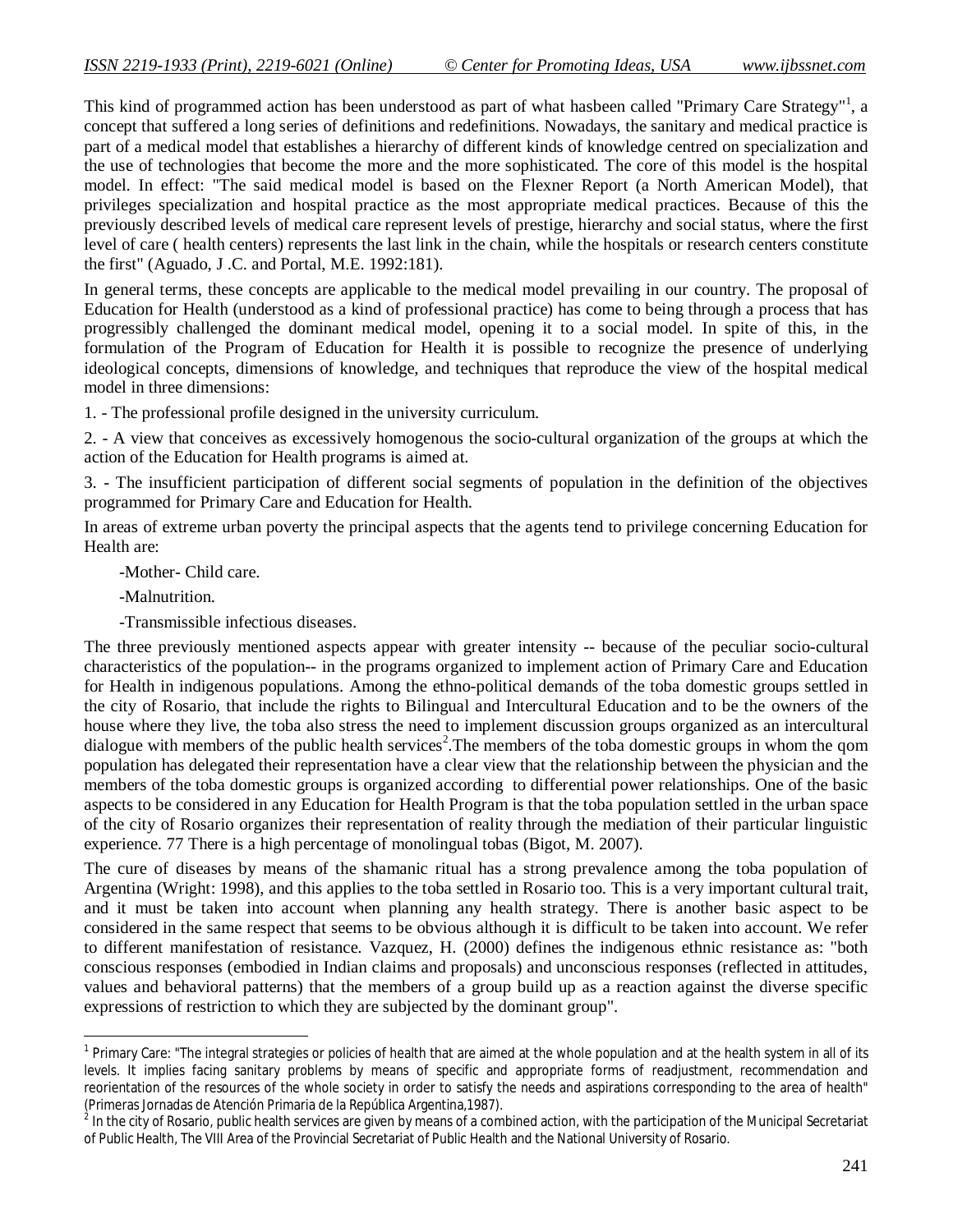This kind of programmed action has been understood as part of what hasbeen called "Primary Care Strategy"[1], a concept that suffered a long series of definitions and redefinitions. Nowadays, the sanitary and medical practice is part of a medical model that establishes a hierarchy of different kinds of knowledge centred on specialization and the use of technologies that become the more and the more sophisticated. The core of this model is the hospital model. In effect: "The said medical model is based on the Flexner Report (a North American Model), that privileges specialization and hospital practice as the most appropriate medical practices. Because of this the previously described levels of medical care represent levels of prestige, hierarchy and social status, where the first level of care ( health centers) represents the last link in the chain, while the hospitals or research centers constitute the first" (Aguado, J .C. and Portal, M.E. 1992:181).

In general terms, these concepts are applicable to the medical model prevailing in our country. The proposal of Education for Health (understood as a kind of professional practice) has come to being through a process that has progressibly challenged the dominant medical model, opening it to a social model. In spite of this, in the formulation of the Program of Education for Health it is possible to recognize the presence of underlying ideological concepts, dimensions of knowledge, and techniques that reproduce the view of the hospital medical model in three dimensions:

1. - The professional profile designed in the university curriculum.

2. - A view that conceives as excessively homogenous the socio-cultural organization of the groups at which the action of the Education for Health programs is aimed at.

3. - The insufficient participation of different social segments of population in the definition of the objectives programmed for Primary Care and Education for Health.

In areas of extreme urban poverty the principal aspects that the agents tend to privilege concerning Education for Health are:

-Mother- Child care.

-Malnutrition.

-Transmissible infectious diseases.

The three previously mentioned aspects appear with greater intensity -- because of the peculiar socio-cultural characteristics of the population-- in the programs organized to implement action of Primary Care and Education for Health in indigenous populations. Among the ethno-political demands of the toba domestic groups settled in the city of Rosario, that include the rights to Bilingual and Intercultural Education and to be the owners of the house where they live, the toba also stress the need to implement discussion groups organized as an intercultural dialogue with members of the public health services[2].The members of the toba domestic groups in whom the qom population has delegated their representation have a clear view that the relationship between the physician and the members of the toba domestic groups is organized according to differential power relationships. One of the basic aspects to be considered in any Education for Health Program is that the toba population settled in the urban space of the city of Rosario organizes their representation of reality through the mediation of their particular linguistic experience. 77 There is a high percentage of monolingual tobas (Bigot, M. 2007).

The cure of diseases by means of the shamanic ritual has a strong prevalence among the toba population of Argentina (Wright: 1998), and this applies to the toba settled in Rosario too. This is a very important cultural trait, and it must be taken into account when planning any health strategy. There is another basic aspect to be considered in the same respect that seems to be obvious although it is difficult to be taken into account. We refer to different manifestation of resistance. Vazquez, H. (2000) defines the indigenous ethnic resistance as: "both conscious responses (embodied in Indian claims and proposals) and unconscious responses (reflected in attitudes, values and behavioral patterns) that the members of a group build up as a reaction against the diverse specific expressions of restriction to which they are subjected by the dominant group".

---

[1] Primary Care: "The integral strategies or policies of health that are aimed at the whole population and at the health system in all of its levels. It implies facing sanitary problems by means of specific and appropriate forms of readjustment, recommendation and reorientation of the resources of the whole society in order to satisfy the needs and aspirations corresponding to the area of health" (Primeras Jornadas de Atención Primaria de la República Argentina,1987).

[2] In the city of Rosario, public health services are given by means of a combined action, with the participation of the Municipal Secretariat of Public Health, The VIII Area of the Provincial Secretariat of Public Health and the National University of Rosario.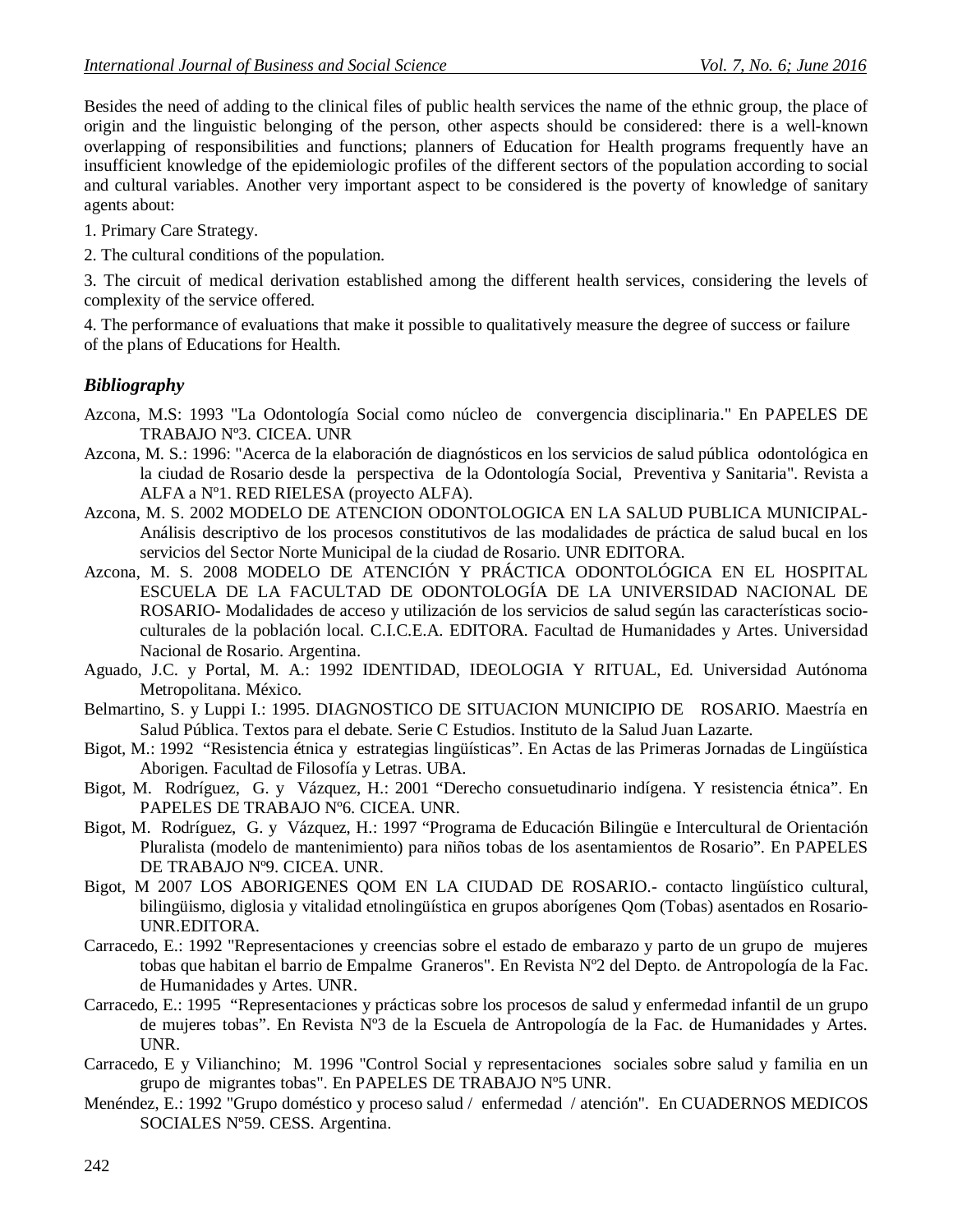Besides the need of adding to the clinical files of public health services the name of the ethnic group, the place of origin and the linguistic belonging of the person, other aspects should be considered: there is a well-known overlapping of responsibilities and functions; planners of Education for Health programs frequently have an insufficient knowledge of the epidemiologic profiles of the different sectors of the population according to social and cultural variables. Another very important aspect to be considered is the poverty of knowledge of sanitary agents about:

1. Primary Care Strategy.

2. The cultural conditions of the population.

3. The circuit of medical derivation established among the different health services, considering the levels of complexity of the service offered.

4. The performance of evaluations that make it possible to qualitatively measure the degree of success or failure of the plans of Educations for Health.

## *Bibliography*

Azcona, M.S: 1993 "La Odontología Social como núcleo de convergencia disciplinaria." En PAPELES DE TRABAJO Nº3. CICEA. UNR

Azcona, M. S.: 1996: "Acerca de la elaboración de diagnósticos en los servicios de salud pública odontológica en la ciudad de Rosario desde la perspectiva de la Odontología Social, Preventiva y Sanitaria". Revista a ALFA a Nº1. RED RIELESA (proyecto ALFA).

Azcona, M. S. 2002 MODELO DE ATENCION ODONTOLOGICA EN LA SALUD PUBLICA MUNICIPAL- Análisis descriptivo de los procesos constitutivos de las modalidades de práctica de salud bucal en los servicios del Sector Norte Municipal de la ciudad de Rosario. UNR EDITORA.

Azcona, M. S. 2008 MODELO DE ATENCIÓN Y PRÁCTICA ODONTOLÓGICA EN EL HOSPITAL ESCUELA DE LA FACULTAD DE ODONTOLOGÍA DE LA UNIVERSIDAD NACIONAL DE ROSARIO- Modalidades de acceso y utilización de los servicios de salud según las características socio-culturales de la población local. C.I.C.E.A. EDITORA. Facultad de Humanidades y Artes. Universidad Nacional de Rosario. Argentina.

Aguado, J.C. y Portal, M. A.: 1992 IDENTIDAD, IDEOLOGIA Y RITUAL, Ed. Universidad Autónoma Metropolitana. México.

Belmartino, S. y Luppi I.: 1995. DIAGNOSTICO DE SITUACION MUNICIPIO DE ROSARIO. Maestría en Salud Pública. Textos para el debate. Serie C Estudios. Instituto de la Salud Juan Lazarte.

Bigot, M.: 1992 "Resistencia étnica y estrategias lingüísticas". En Actas de las Primeras Jornadas de Lingüística Aborigen. Facultad de Filosofía y Letras. UBA.

Bigot, M. Rodríguez, G. y Vázquez, H.: 2001 "Derecho consuetudinario indígena. Y resistencia étnica". En PAPELES DE TRABAJO Nº6. CICEA. UNR.

Bigot, M. Rodríguez, G. y Vázquez, H.: 1997 "Programa de Educación Bilingüe e Intercultural de Orientación Pluralista (modelo de mantenimiento) para niños tobas de los asentamientos de Rosario". En PAPELES DE TRABAJO Nº9. CICEA. UNR.

Bigot, M 2007 LOS ABORIGENES QOM EN LA CIUDAD DE ROSARIO.- contacto lingüístico cultural, bilingüismo, diglosia y vitalidad etnolingüística en grupos aborígenes Qom (Tobas) asentados en Rosario- UNR.EDITORA.

Carracedo, E.: 1992 "Representaciones y creencias sobre el estado de embarazo y parto de un grupo de mujeres tobas que habitan el barrio de Empalme Graneros". En Revista Nº2 del Depto. de Antropología de la Fac. de Humanidades y Artes. UNR.

Carracedo, E.: 1995 "Representaciones y prácticas sobre los procesos de salud y enfermedad infantil de un grupo de mujeres tobas". En Revista Nº3 de la Escuela de Antropología de la Fac. de Humanidades y Artes. UNR.

Carracedo, E y Vilianchino; M. 1996 "Control Social y representaciones sociales sobre salud y familia en un grupo de migrantes tobas". En PAPELES DE TRABAJO Nº5 UNR.

Menéndez, E.: 1992 "Grupo doméstico y proceso salud / enfermedad / atención". En CUADERNOS MEDICOS SOCIALES Nº59. CESS. Argentina.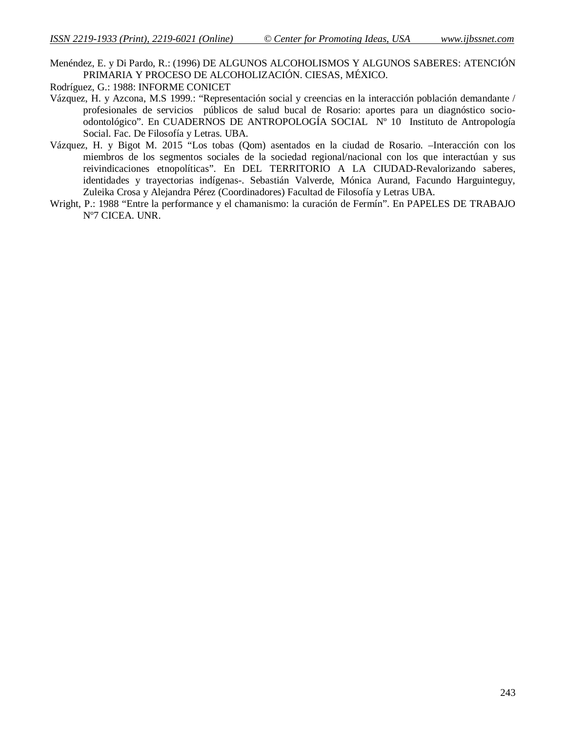Menéndez, E. y Di Pardo, R.: (1996) DE ALGUNOS ALCOHOLISMOS Y ALGUNOS SABERES: ATENCIÓN PRIMARIA Y PROCESO DE ALCOHOLIZACIÓN. CIESAS, MÉXICO.

Rodríguez, G.: 1988: INFORME CONICET

Vázquez, H. y Azcona, M.S 1999.: “Representación social y creencias en la interacción población demandante / profesionales de servicios públicos de salud bucal de Rosario: aportes para un diagnóstico socio-odontológico”. En CUADERNOS DE ANTROPOLOGÍA SOCIAL Nº 10 Instituto de Antropología Social. Fac. De Filosofía y Letras. UBA.

Vázquez, H. y Bigot M. 2015 “Los tobas (Qom) asentados en la ciudad de Rosario. –Interacción con los miembros de los segmentos sociales de la sociedad regional/nacional con los que interactúan y sus reivindicaciones etnopolíticas”. En DEL TERRITORIO A LA CIUDAD-Revalorizando saberes, identidades y trayectorias indígenas-. Sebastián Valverde, Mónica Aurand, Facundo Harguinteguy, Zuleika Crosa y Alejandra Pérez (Coordinadores) Facultad de Filosofía y Letras UBA.

Wright, P.: 1988 “Entre la performance y el chamanismo: la curación de Fermín”. En PAPELES DE TRABAJO Nº7 CICEA. UNR.